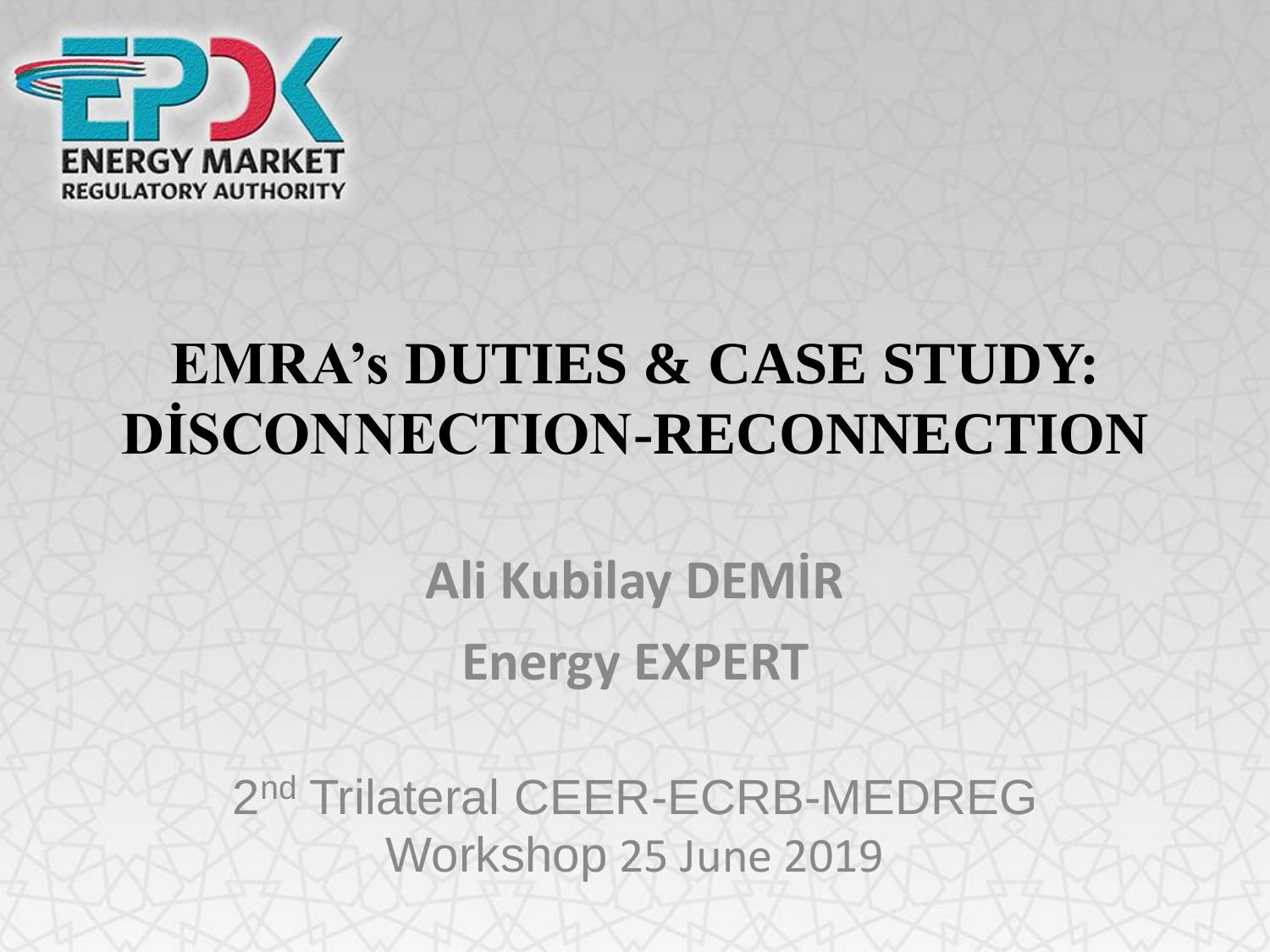ENERGY MARKET REGULATORY AUTHORITY

# EMRA's DUTIES & CASE STUDY: DİSCONNECTION-RECONNECTION

**Ali Kubilay DEMİR**

**Energy EXPERT**

2nd Trilateral CEER-ECRB-MEDREG Workshop 25 June 2019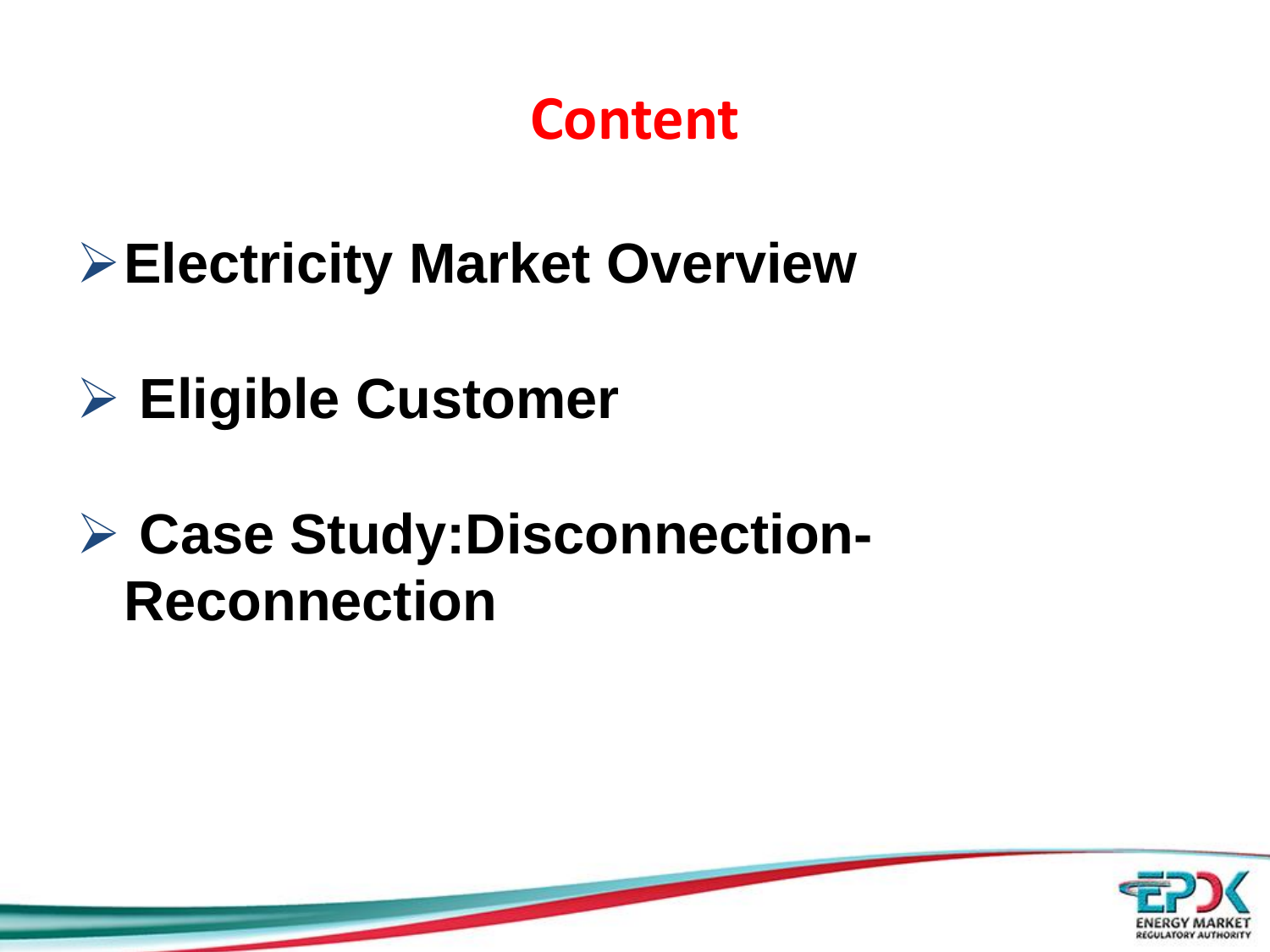# Content

- **Electricity Market Overview**
- **Eligible Customer**
- **Case Study:Disconnection-Reconnection**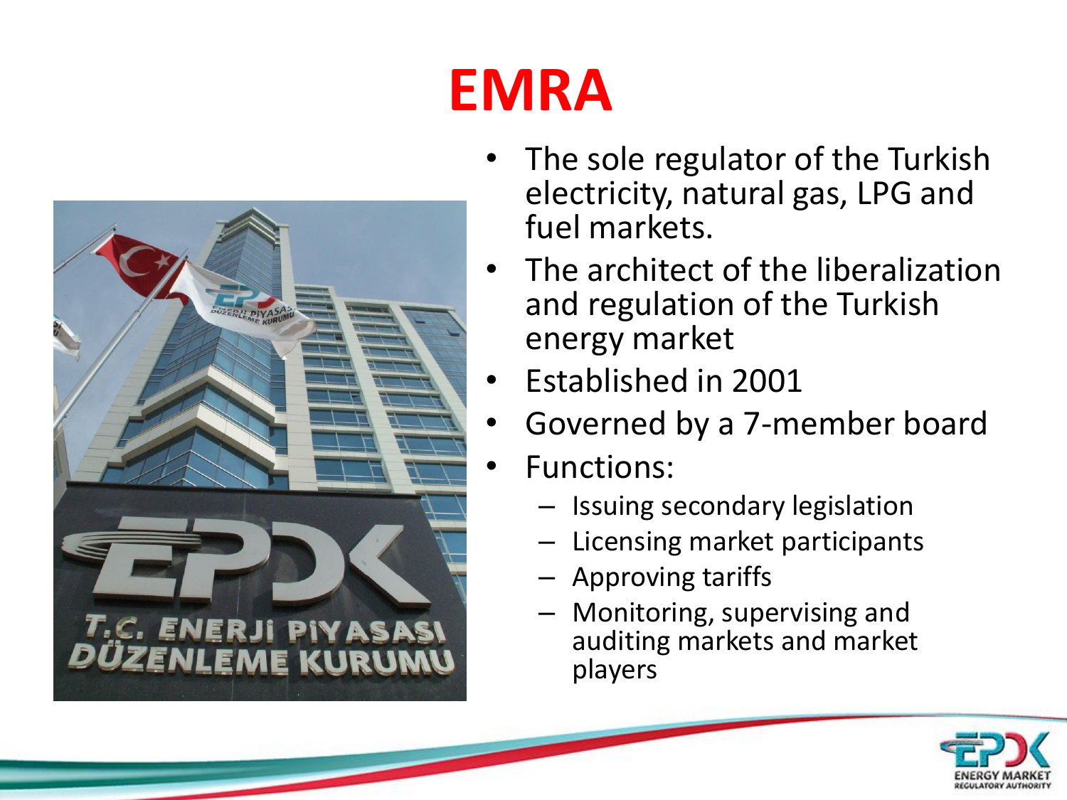# EMRA

- The sole regulator of the Turkish electricity, natural gas, LPG and fuel markets.
- The architect of the liberalization and regulation of the Turkish energy market
- Established in 2001
- Governed by a 7-member board
- Functions:
  - Issuing secondary legislation
  - Licensing market participants
  - Approving tariffs
  - Monitoring, supervising and auditing markets and market players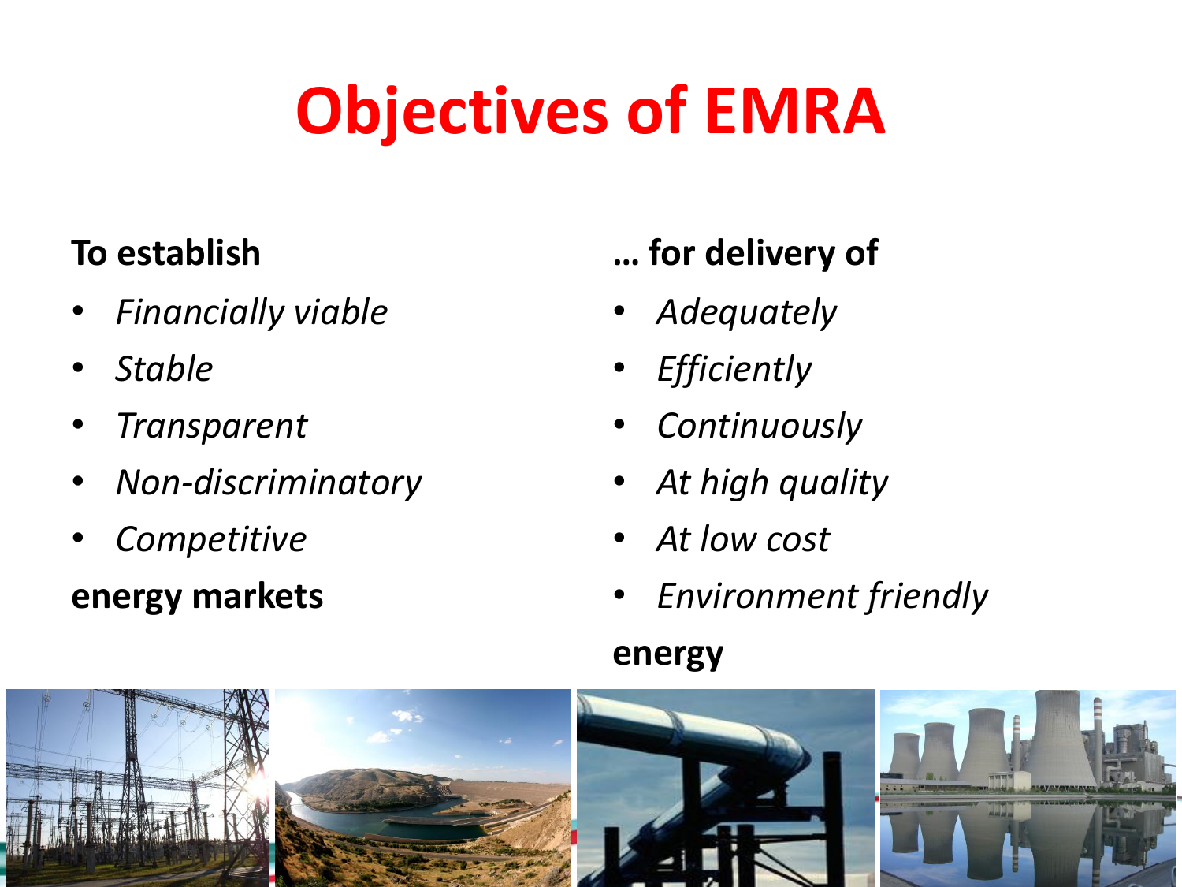# Objectives of EMRA

**To establish**

- *Financially viable*
- *Stable*
- *Transparent*
- *Non-discriminatory*
- *Competitive*

**energy markets**

**… for delivery of**

- *Adequately*
- *Efficiently*
- *Continuously*
- *At high quality*
- *At low cost*
- *Environment friendly*

**energy**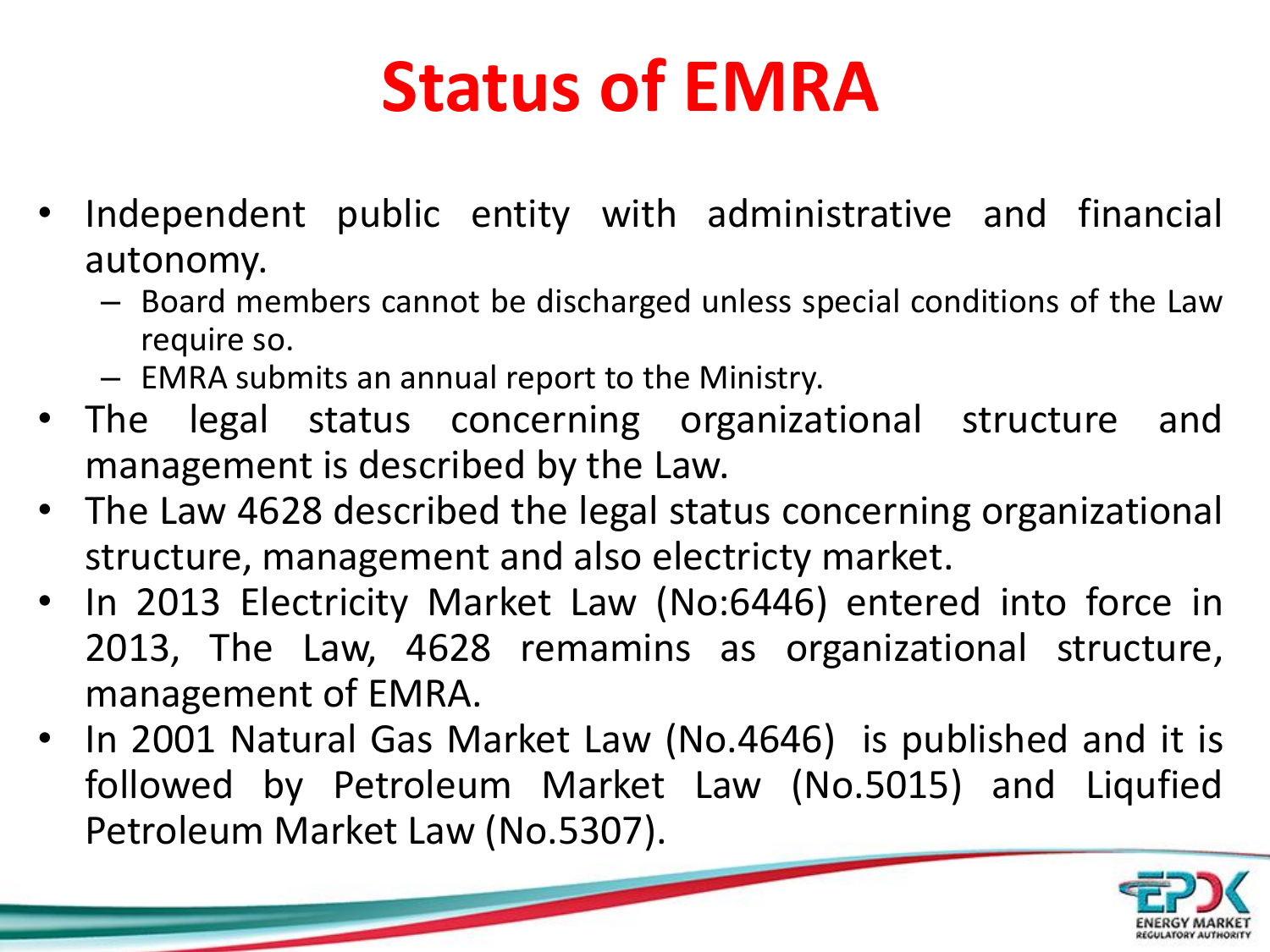# Status of EMRA

- Independent public entity with administrative and financial autonomy.
  - Board members cannot be discharged unless special conditions of the Law require so.
  - EMRA submits an annual report to the Ministry.
- The legal status concerning organizational structure and management is described by the Law.
- The Law 4628 described the legal status concerning organizational structure, management and also electricty market.
- In 2013 Electricity Market Law (No:6446) entered into force in 2013, The Law, 4628 remamins as organizational structure, management of EMRA.
- In 2001 Natural Gas Market Law (No.4646) is published and it is followed by Petroleum Market Law (No.5015) and Liqufied Petroleum Market Law (No.5307).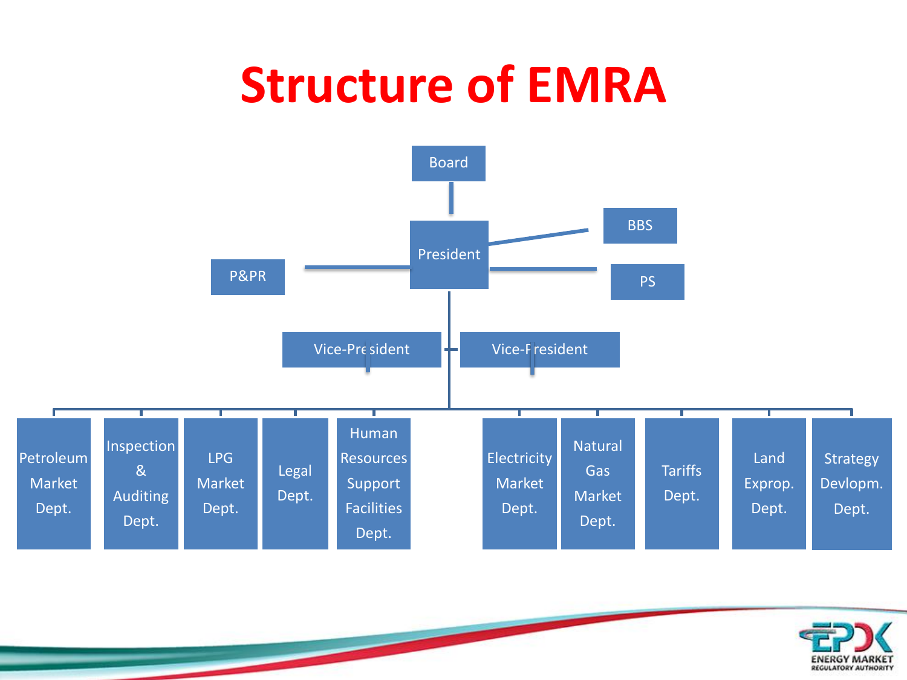# Structure of EMRA

- Board
  - President
    - BBS
    - PS
    - P&PR
    - Vice-President
    - Vice-President
      - Petroleum Market Dept.
      - Inspection & Auditing Dept.
      - LPG Market Dept.
      - Legal Dept.
      - Human Resources Support Facilities Dept.
      - Electricity Market Dept.
      - Natural Gas Market Dept.
      - Tariffs Dept.
      - Land Exprop. Dept.
      - Strategy Devlopm. Dept.

ENERGY MARKET REGULATORY AUTHORITY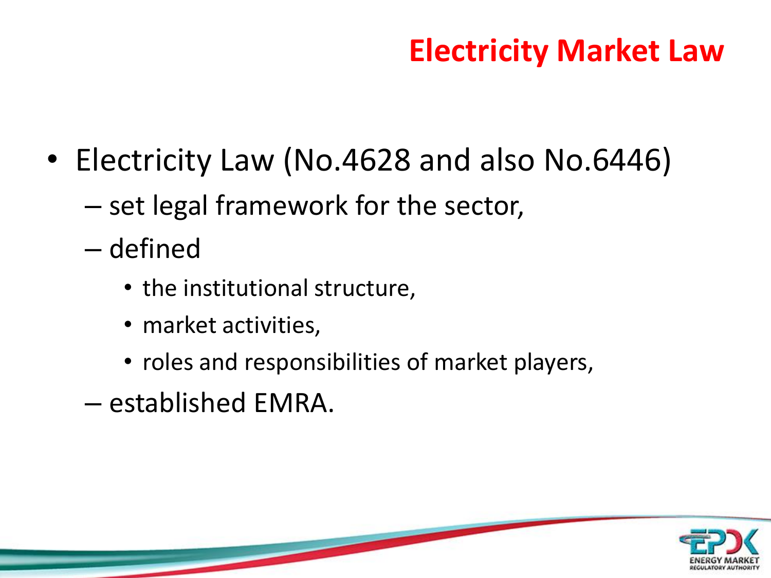# Electricity Market Law

- Electricity Law (No.4628 and also No.6446)
  - set legal framework for the sector,
  - defined
    - the institutional structure,
    - market activities,
    - roles and responsibilities of market players,
  - established EMRA.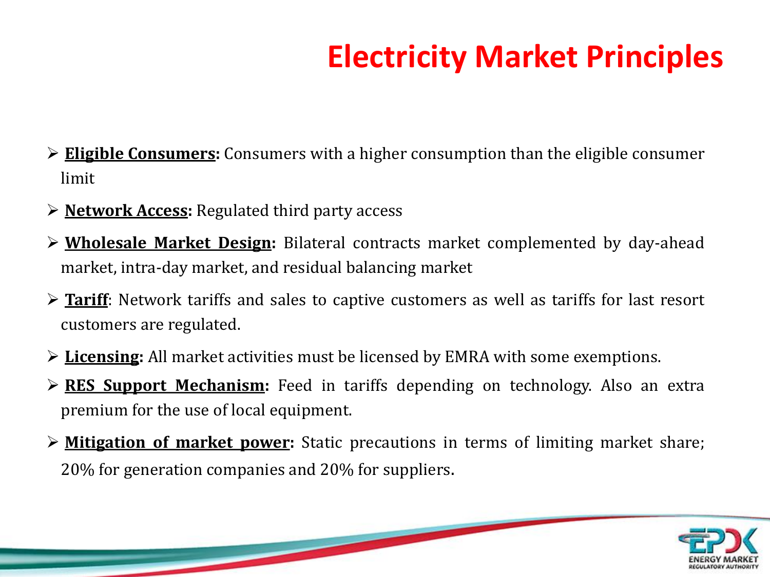# Electricity Market Principles

- **Eligible Consumers:** Consumers with a higher consumption than the eligible consumer limit
- **Network Access:** Regulated third party access
- **Wholesale Market Design:** Bilateral contracts market complemented by day-ahead market, intra-day market, and residual balancing market
- **Tariff**: Network tariffs and sales to captive customers as well as tariffs for last resort customers are regulated.
- **Licensing:** All market activities must be licensed by EMRA with some exemptions.
- **RES Support Mechanism:** Feed in tariffs depending on technology. Also an extra premium for the use of local equipment.
- **Mitigation of market power:** Static precautions in terms of limiting market share; 20% for generation companies and 20% for suppliers.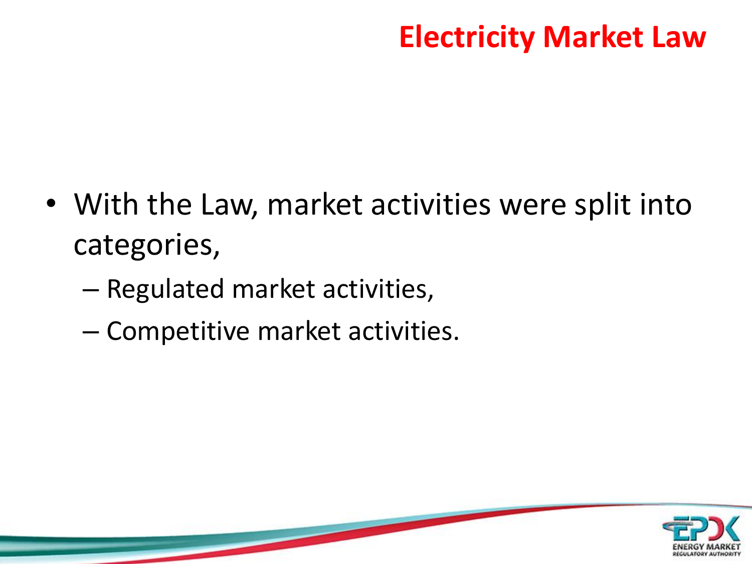# Electricity Market Law

- With the Law, market activities were split into categories,
  - Regulated market activities,
  - Competitive market activities.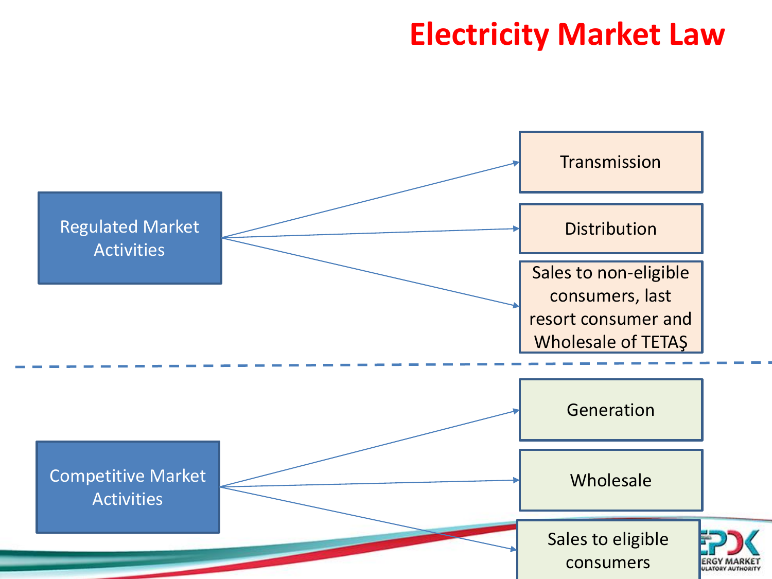# Electricity Market Law

## Regulated Market Activities

- Transmission
- Distribution
- Sales to non-eligible consumers, last resort consumer and Wholesale of TETAŞ

## Competitive Market Activities

- Generation
- Wholesale
- Sales to eligible consumers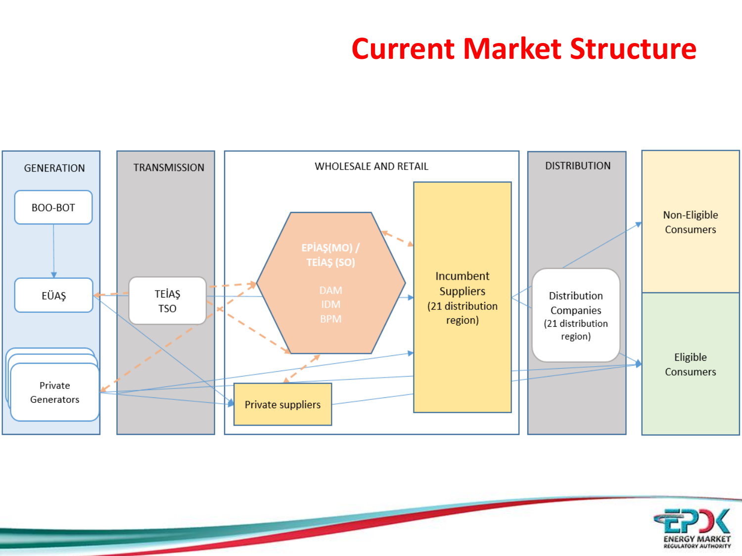# Current Market Structure

GENERATION

BOO-BOT

EÜAŞ

Private Generators

TRANSMISSION

TEİAŞ TSO

WHOLESALE AND RETAIL

EPİAŞ(MO) / TEİAŞ (SO)

DAM
IDM
BPM

Incumbent Suppliers (21 distribution region)

Private suppliers

DISTRIBUTION

Distribution Companies (21 distribution region)

Non-Eligible Consumers

Eligible Consumers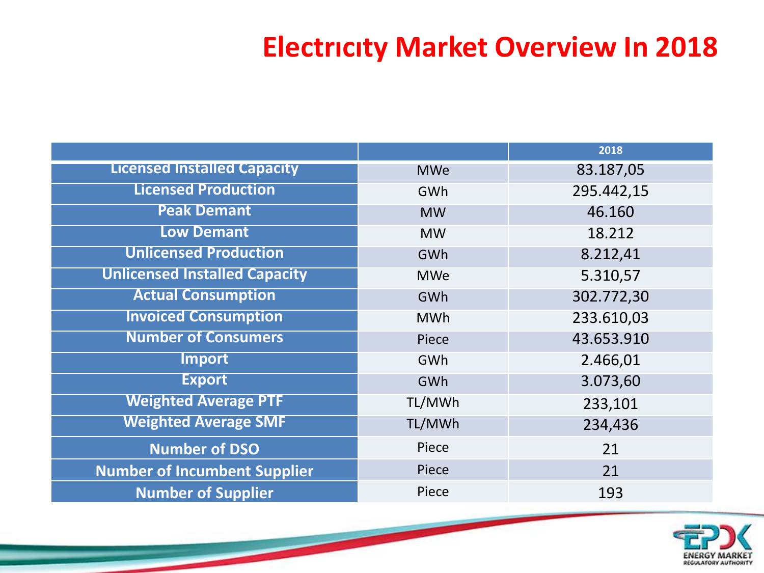# Electrıcıty Market Overview In 2018

| | | 2018 |
|---|---|---|
| Licensed Installed Capacity | MWe | 83.187,05 |
| Licensed Production | GWh | 295.442,15 |
| Peak Demant | MW | 46.160 |
| Low Demant | MW | 18.212 |
| Unlicensed Production | GWh | 8.212,41 |
| Unlicensed Installed Capacity | MWe | 5.310,57 |
| Actual Consumption | GWh | 302.772,30 |
| Invoiced Consumption | MWh | 233.610,03 |
| Number of Consumers | Piece | 43.653.910 |
| Import | GWh | 2.466,01 |
| Export | GWh | 3.073,60 |
| Weighted Average PTF | TL/MWh | 233,101 |
| Weighted Average SMF | TL/MWh | 234,436 |
| Number of DSO | Piece | 21 |
| Number of Incumbent Supplier | Piece | 21 |
| Number of Supplier | Piece | 193 |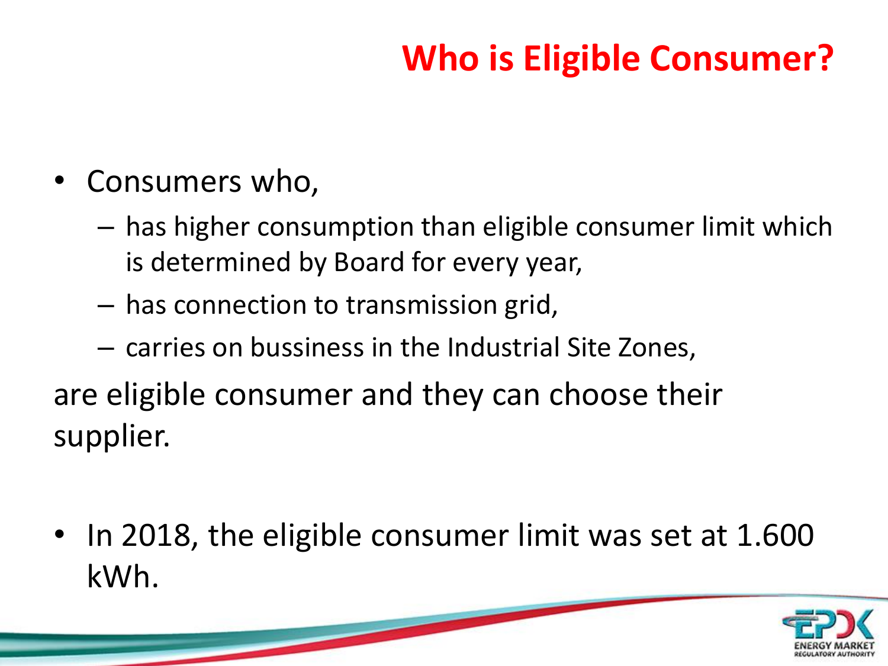# Who is Eligible Consumer?

- Consumers who,
  - has higher consumption than eligible consumer limit which is determined by Board for every year,
  - has connection to transmission grid,
  - carries on bussiness in the Industrial Site Zones,

are eligible consumer and they can choose their supplier.

- In 2018, the eligible consumer limit was set at 1.600 kWh.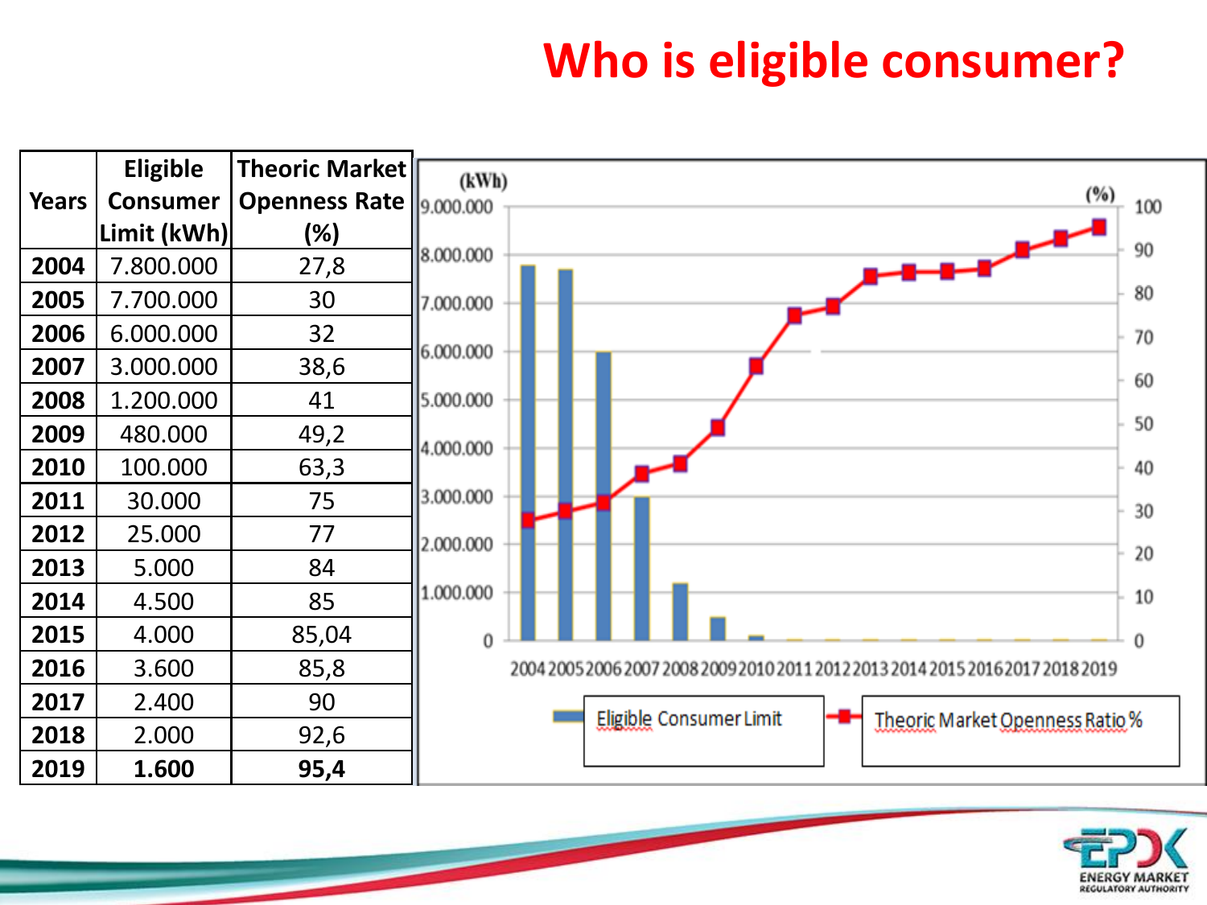# Who is eligible consumer?

| Years | Eligible Consumer Limit (kWh) | Theoric Market Openness Rate (%) |
|---|---|---|
| 2004 | 7.800.000 | 27,8 |
| 2005 | 7.700.000 | 30 |
| 2006 | 6.000.000 | 32 |
| 2007 | 3.000.000 | 38,6 |
| 2008 | 1.200.000 | 41 |
| 2009 | 480.000 | 49,2 |
| 2010 | 100.000 | 63,3 |
| 2011 | 30.000 | 75 |
| 2012 | 25.000 | 77 |
| 2013 | 5.000 | 84 |
| 2014 | 4.500 | 85 |
| 2015 | 4.000 | 85,04 |
| 2016 | 3.600 | 85,8 |
| 2017 | 2.400 | 90 |
| 2018 | 2.000 | 92,6 |
| **2019** | **1.600** | **95,4** |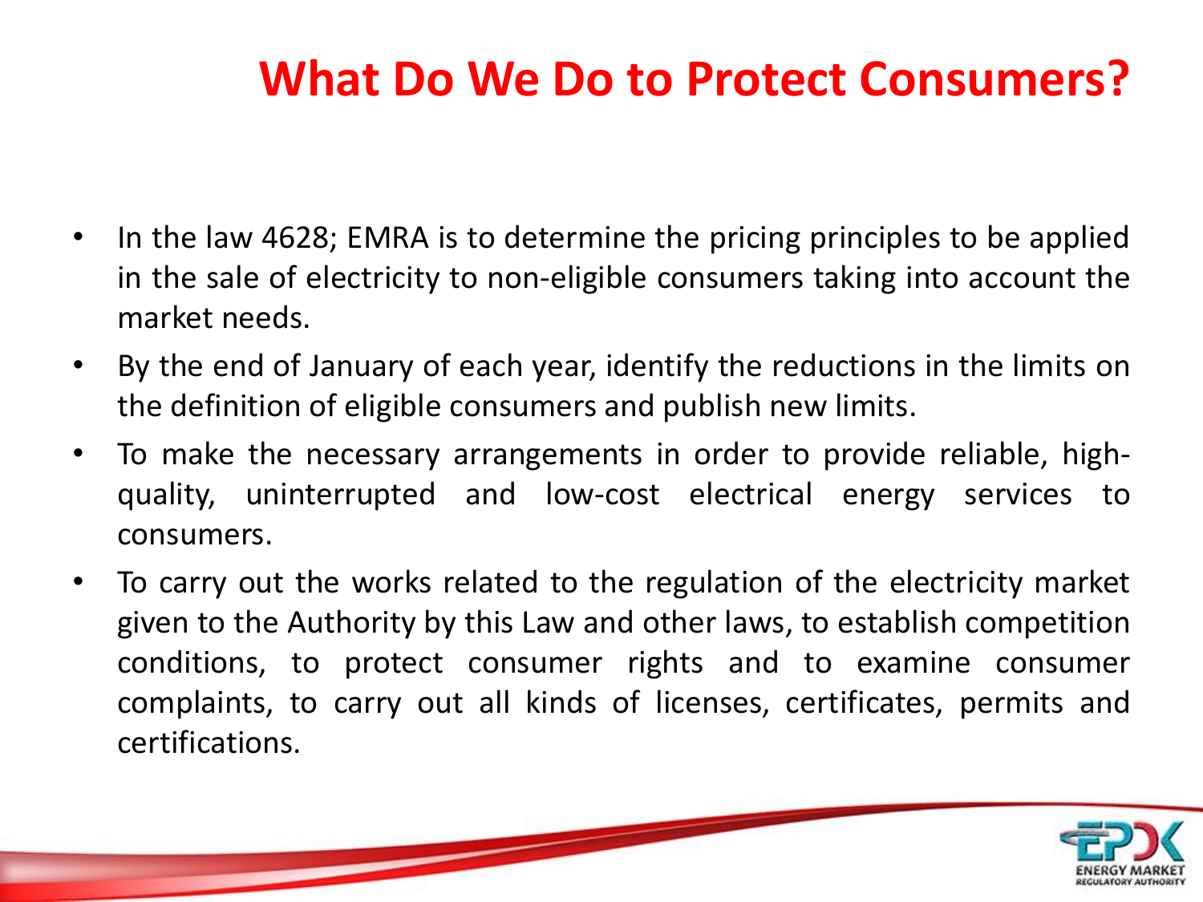# What Do We Do to Protect Consumers?

- In the law 4628; EMRA is to determine the pricing principles to be applied in the sale of electricity to non-eligible consumers taking into account the market needs.
- By the end of January of each year, identify the reductions in the limits on the definition of eligible consumers and publish new limits.
- To make the necessary arrangements in order to provide reliable, high-quality, uninterrupted and low-cost electrical energy services to consumers.
- To carry out the works related to the regulation of the electricity market given to the Authority by this Law and other laws, to establish competition conditions, to protect consumer rights and to examine consumer complaints, to carry out all kinds of licenses, certificates, permits and certifications.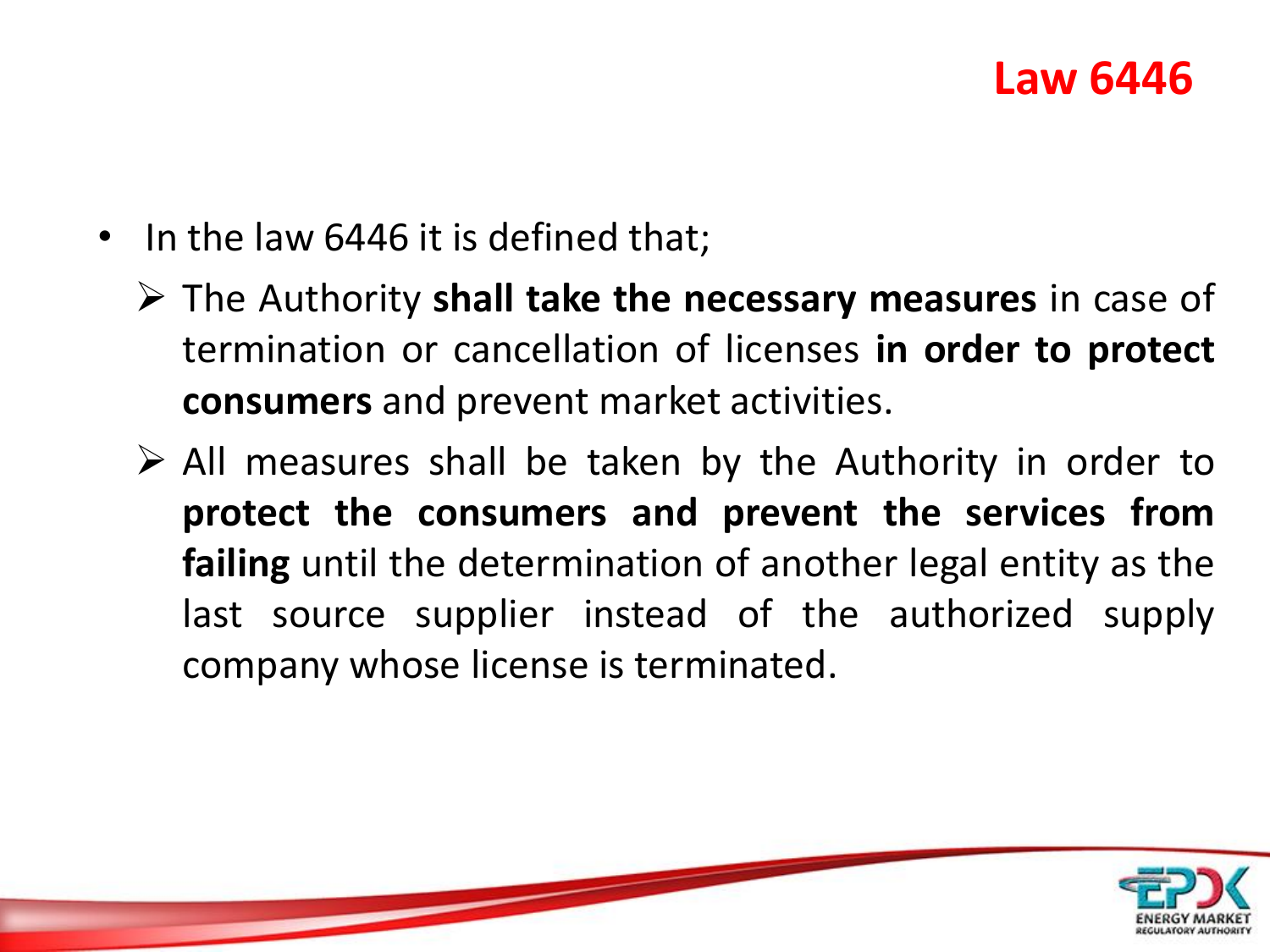# Law 6446

- In the law 6446 it is defined that;
  - The Authority **shall take the necessary measures** in case of termination or cancellation of licenses **in order to protect consumers** and prevent market activities.
  - All measures shall be taken by the Authority in order to **protect the consumers and prevent the services from failing** until the determination of another legal entity as the last source supplier instead of the authorized supply company whose license is terminated.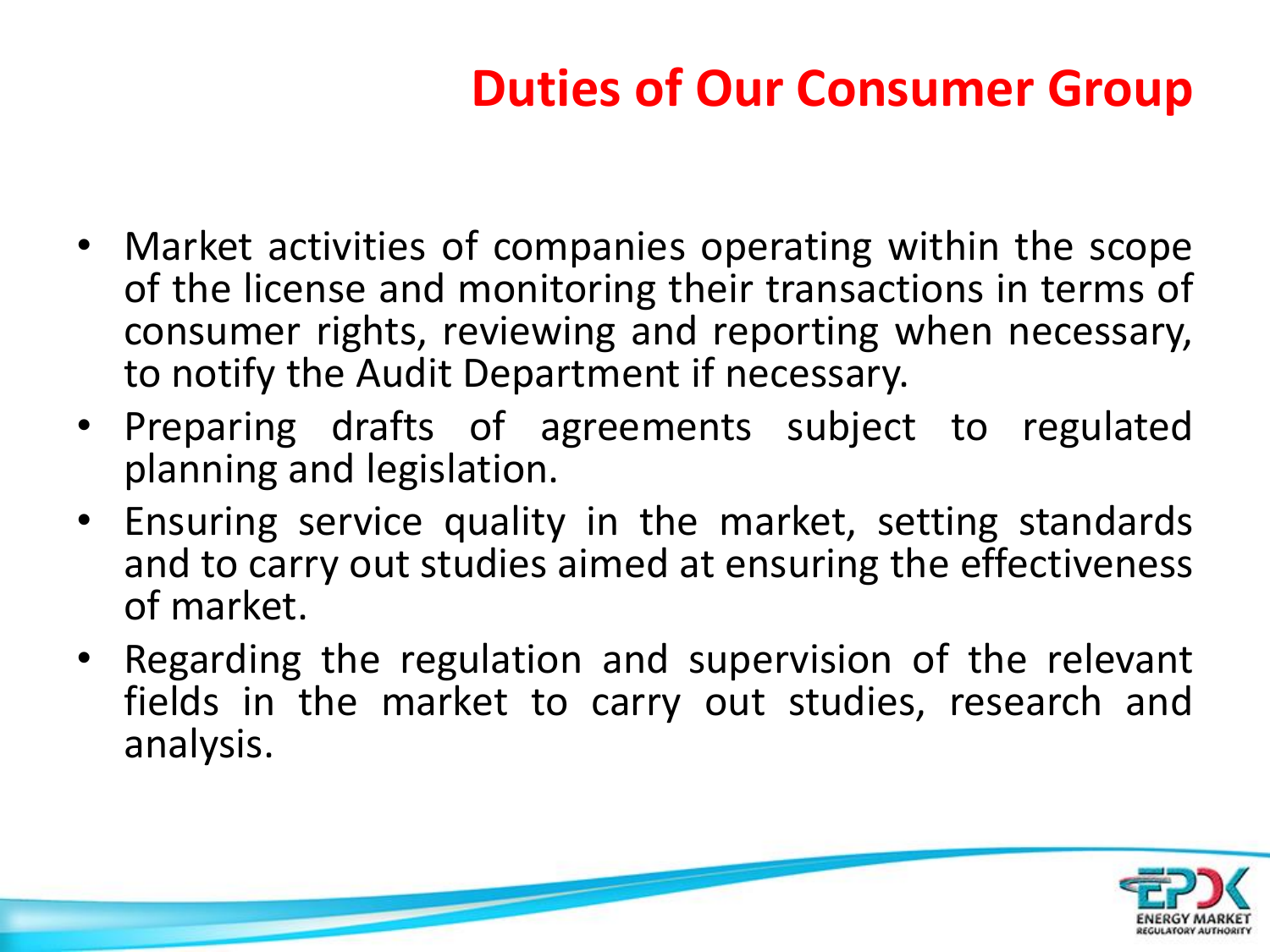# Duties of Our Consumer Group

- Market activities of companies operating within the scope of the license and monitoring their transactions in terms of consumer rights, reviewing and reporting when necessary, to notify the Audit Department if necessary.
- Preparing drafts of agreements subject to regulated planning and legislation.
- Ensuring service quality in the market, setting standards and to carry out studies aimed at ensuring the effectiveness of market.
- Regarding the regulation and supervision of the relevant fields in the market to carry out studies, research and analysis.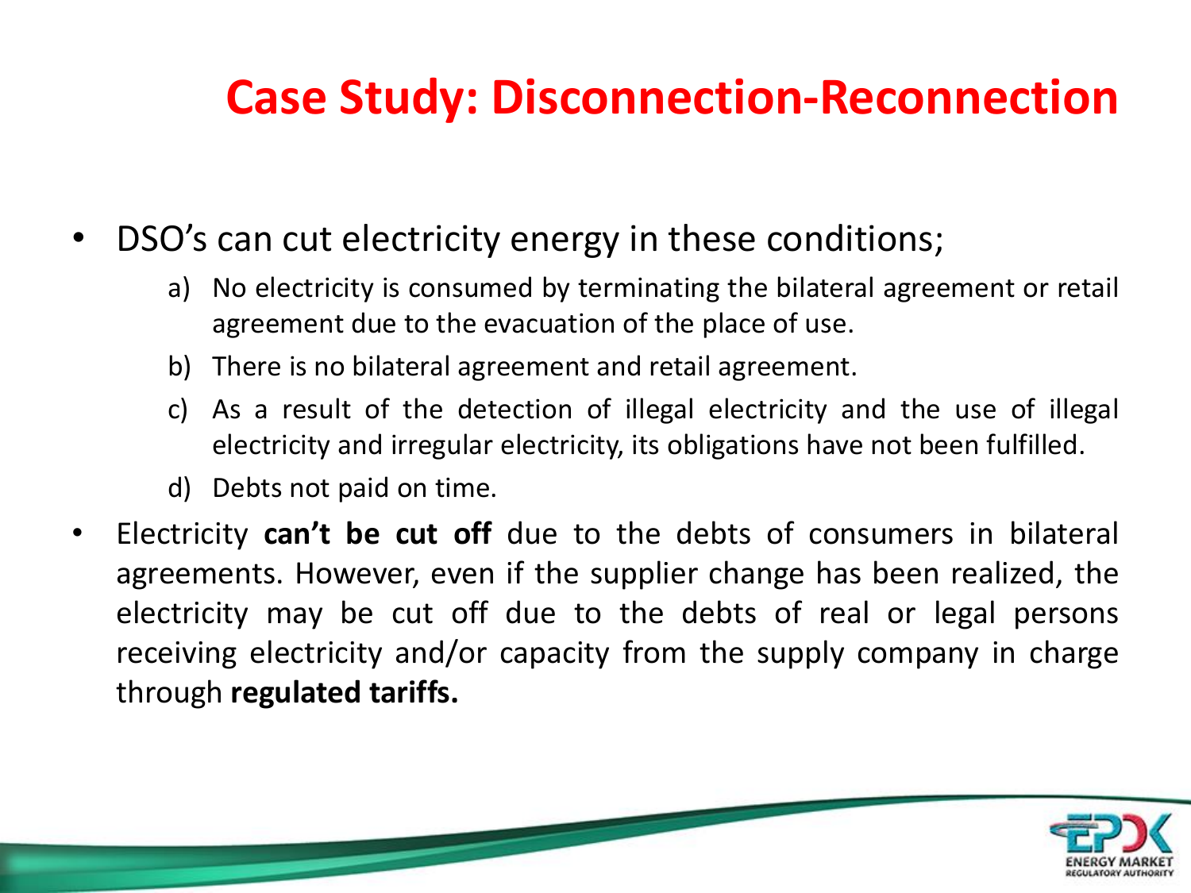# Case Study: Disconnection-Reconnection

- DSO's can cut electricity energy in these conditions;
  a) No electricity is consumed by terminating the bilateral agreement or retail agreement due to the evacuation of the place of use.
  b) There is no bilateral agreement and retail agreement.
  c) As a result of the detection of illegal electricity and the use of illegal electricity and irregular electricity, its obligations have not been fulfilled.
  d) Debts not paid on time.
- Electricity **can't be cut off** due to the debts of consumers in bilateral agreements. However, even if the supplier change has been realized, the electricity may be cut off due to the debts of real or legal persons receiving electricity and/or capacity from the supply company in charge through **regulated tariffs.**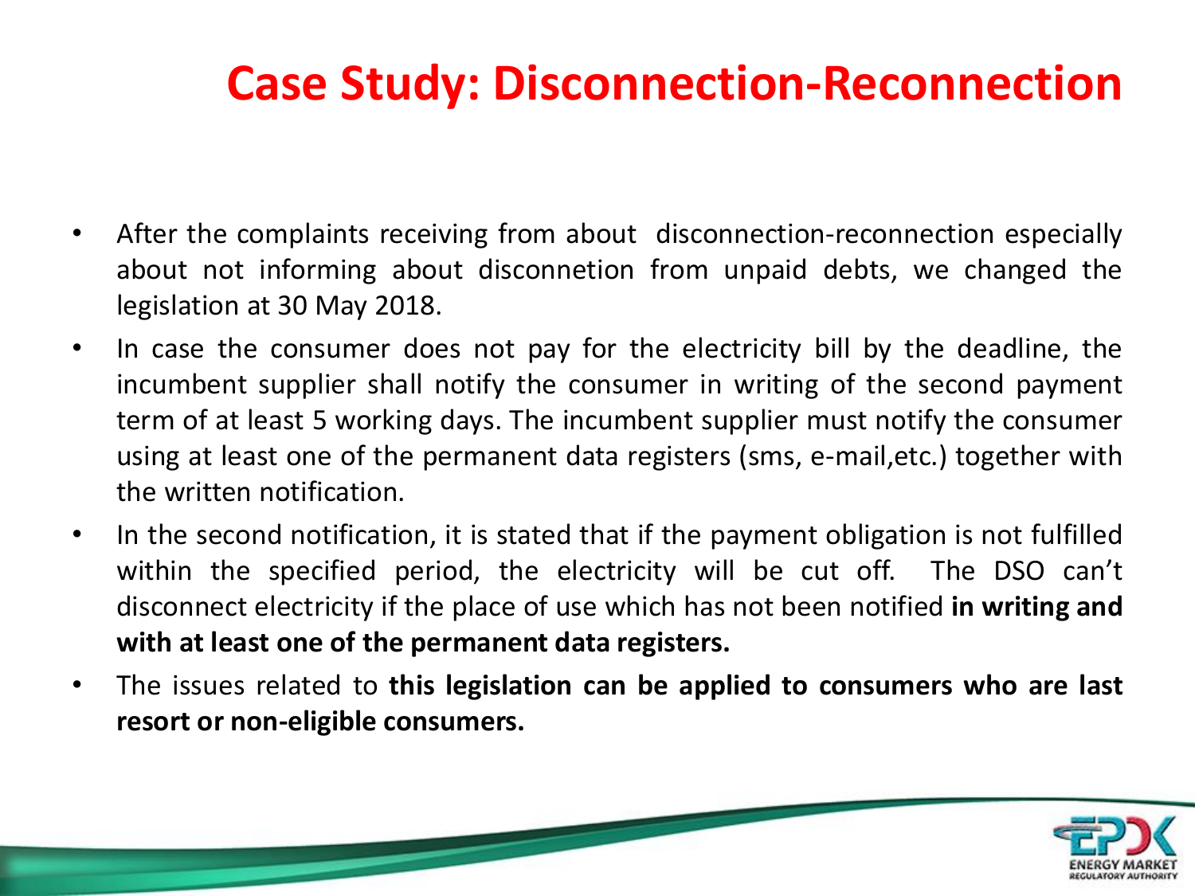# Case Study: Disconnection-Reconnection

- After the complaints receiving from about disconnection-reconnection especially about not informing about disconnetion from unpaid debts, we changed the legislation at 30 May 2018.
- In case the consumer does not pay for the electricity bill by the deadline, the incumbent supplier shall notify the consumer in writing of the second payment term of at least 5 working days. The incumbent supplier must notify the consumer using at least one of the permanent data registers (sms, e-mail,etc.) together with the written notification.
- In the second notification, it is stated that if the payment obligation is not fulfilled within the specified period, the electricity will be cut off. The DSO can't disconnect electricity if the place of use which has not been notified **in writing and with at least one of the permanent data registers.**
- The issues related to **this legislation can be applied to consumers who are last resort or non-eligible consumers.**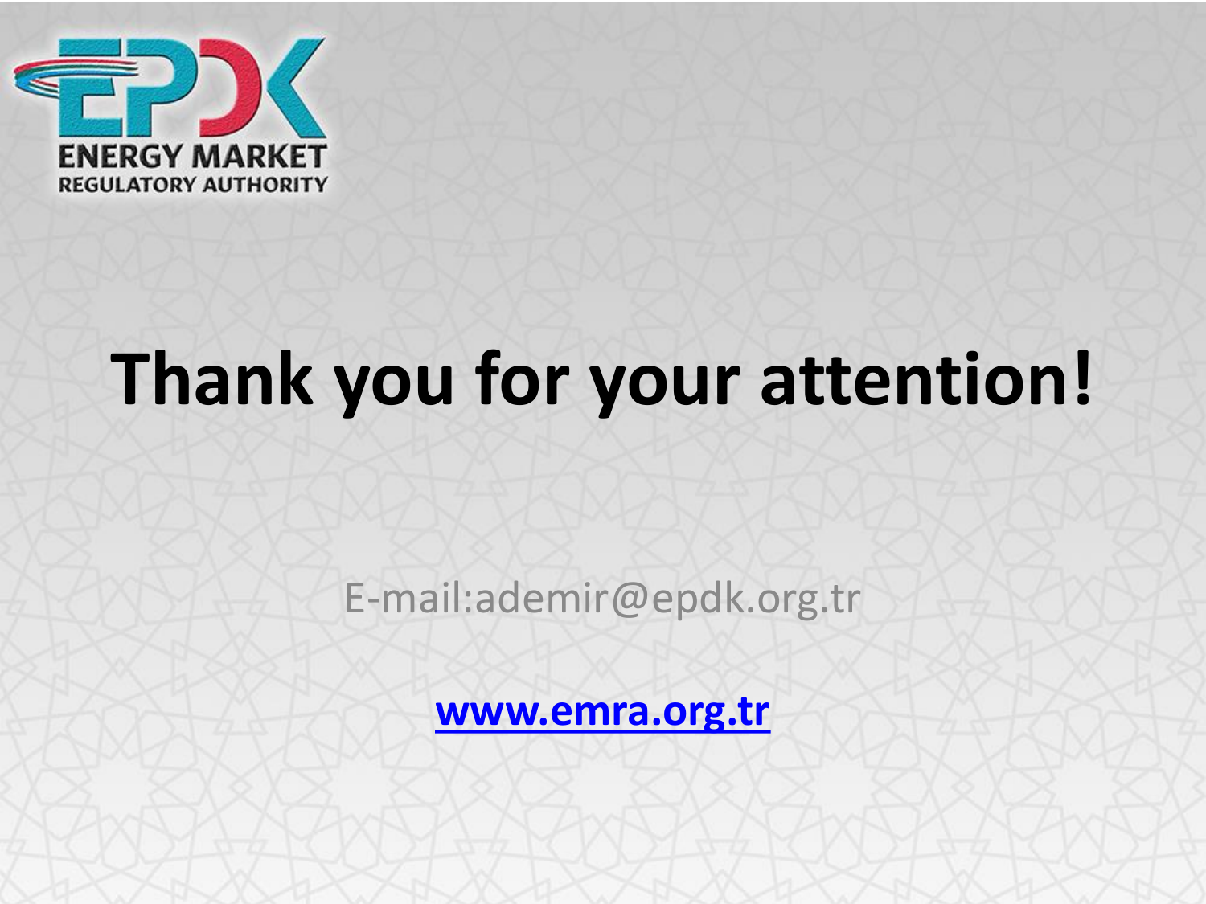ENERGY MARKET
REGULATORY AUTHORITY

# Thank you for your attention!

E-mail:ademir@epdk.org.tr

**www.emra.org.tr**